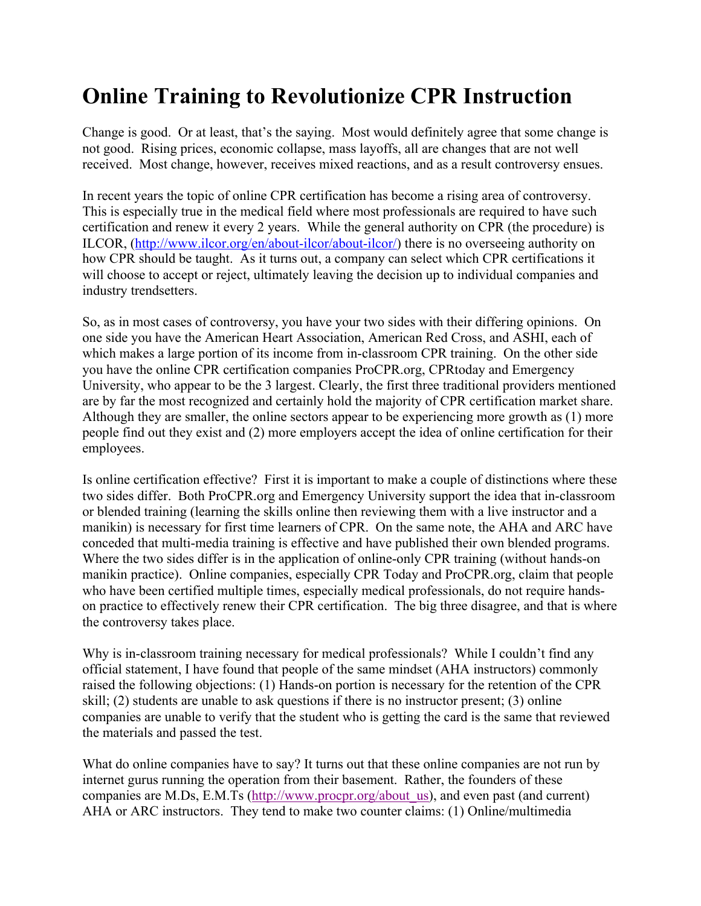# Online Training to Revolutionize CPR Instruction

Change is good. Or at least, that's the saying. Most would definitely agree that some change is not good. Rising prices, economic collapse, mass layoffs, all are changes that are not well received. Most change, however, receives mixed reactions, and as a result controversy ensues.

In recent years the topic of online CPR certification has become a rising area of controversy. This is especially true in the medical field where most professionals are required to have such certification and renew it every 2 years. While the general authority on CPR (the procedure) is ILCOR, (http://www.ilcor.org/en/about-ilcor/about-ilcor/) there is no overseeing authority on how CPR should be taught. As it turns out, a company can select which CPR certifications it will choose to accept or reject, ultimately leaving the decision up to individual companies and industry trendsetters.

So, as in most cases of controversy, you have your two sides with their differing opinions. On one side you have the American Heart Association, American Red Cross, and ASHI, each of which makes a large portion of its income from in-classroom CPR training. On the other side you have the online CPR certification companies ProCPR.org, CPRtoday and Emergency University, who appear to be the 3 largest. Clearly, the first three traditional providers mentioned are by far the most recognized and certainly hold the majority of CPR certification market share. Although they are smaller, the online sectors appear to be experiencing more growth as (1) more people find out they exist and (2) more employers accept the idea of online certification for their employees.

Is online certification effective? First it is important to make a couple of distinctions where these two sides differ. Both ProCPR.org and Emergency University support the idea that in-classroom or blended training (learning the skills online then reviewing them with a live instructor and a manikin) is necessary for first time learners of CPR. On the same note, the AHA and ARC have conceded that multi-media training is effective and have published their own blended programs. Where the two sides differ is in the application of online-only CPR training (without hands-on manikin practice). Online companies, especially CPR Today and ProCPR.org, claim that people who have been certified multiple times, especially medical professionals, do not require hands-on practice to effectively renew their CPR certification. The big three disagree, and that is where the controversy takes place.

Why is in-classroom training necessary for medical professionals? While I couldn't find any official statement, I have found that people of the same mindset (AHA instructors) commonly raised the following objections: (1) Hands-on portion is necessary for the retention of the CPR skill; (2) students are unable to ask questions if there is no instructor present; (3) online companies are unable to verify that the student who is getting the card is the same that reviewed the materials and passed the test.

What do online companies have to say? It turns out that these online companies are not run by internet gurus running the operation from their basement. Rather, the founders of these companies are M.Ds, E.M.Ts (http://www.procpr.org/about_us), and even past (and current) AHA or ARC instructors. They tend to make two counter claims: (1) Online/multimedia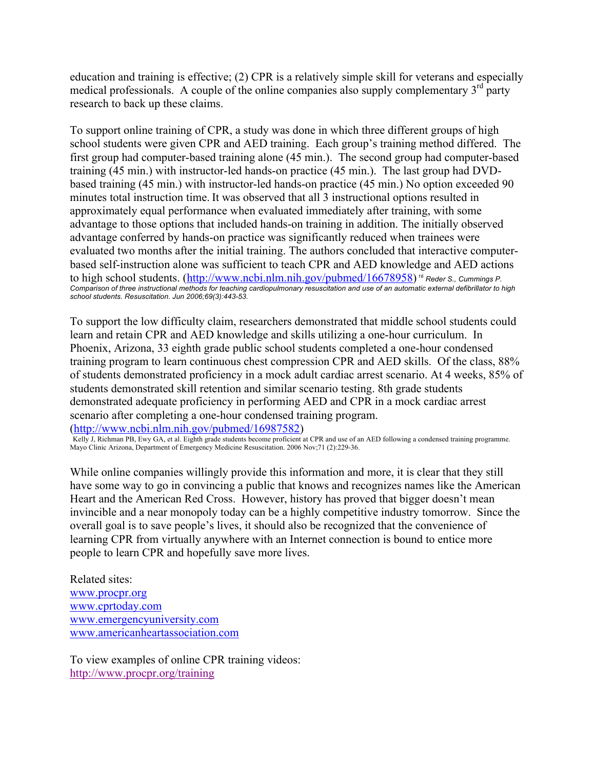education and training is effective; (2) CPR is a relatively simple skill for veterans and especially medical professionals. A couple of the online companies also supply complementary 3rd party research to back up these claims.

To support online training of CPR, a study was done in which three different groups of high school students were given CPR and AED training. Each group's training method differed. The first group had computer-based training alone (45 min.). The second group had computer-based training (45 min.) with instructor-led hands-on practice (45 min.). The last group had DVD-based training (45 min.) with instructor-led hands-on practice (45 min.) No option exceeded 90 minutes total instruction time. It was observed that all 3 instructional options resulted in approximately equal performance when evaluated immediately after training, with some advantage to those options that included hands-on training in addition. The initially observed advantage conferred by hands-on practice was significantly reduced when trainees were evaluated two months after the initial training. The authors concluded that interactive computer-based self-instruction alone was sufficient to teach CPR and AED knowledge and AED actions to high school students. (http://www.ncbi.nlm.nih.gov/pubmed/16678958) [16] *Reder S., Cummings P. Comparison of three instructional methods for teaching cardiopulmonary resuscitation and use of an automatic external defibrillator to high school students. Resuscitation. Jun 2006;69(3):443-53.*

To support the low difficulty claim, researchers demonstrated that middle school students could learn and retain CPR and AED knowledge and skills utilizing a one-hour curriculum. In Phoenix, Arizona, 33 eighth grade public school students completed a one-hour condensed training program to learn continuous chest compression CPR and AED skills. Of the class, 88% of students demonstrated proficiency in a mock adult cardiac arrest scenario. At 4 weeks, 85% of students demonstrated skill retention and similar scenario testing. 8th grade students demonstrated adequate proficiency in performing AED and CPR in a mock cardiac arrest scenario after completing a one-hour condensed training program. (http://www.ncbi.nlm.nih.gov/pubmed/16987582)
Kelly J, Richman PB, Ewy GA, et al. Eighth grade students become proficient at CPR and use of an AED following a condensed training programme. Mayo Clinic Arizona, Department of Emergency Medicine Resuscitation. 2006 Nov;71 (2):229-36.

While online companies willingly provide this information and more, it is clear that they still have some way to go in convincing a public that knows and recognizes names like the American Heart and the American Red Cross. However, history has proved that bigger doesn't mean invincible and a near monopoly today can be a highly competitive industry tomorrow. Since the overall goal is to save people's lives, it should also be recognized that the convenience of learning CPR from virtually anywhere with an Internet connection is bound to entice more people to learn CPR and hopefully save more lives.

Related sites:
www.procpr.org
www.cprtoday.com
www.emergencyuniversity.com
www.americanheartassociation.com

To view examples of online CPR training videos:
http://www.procpr.org/training